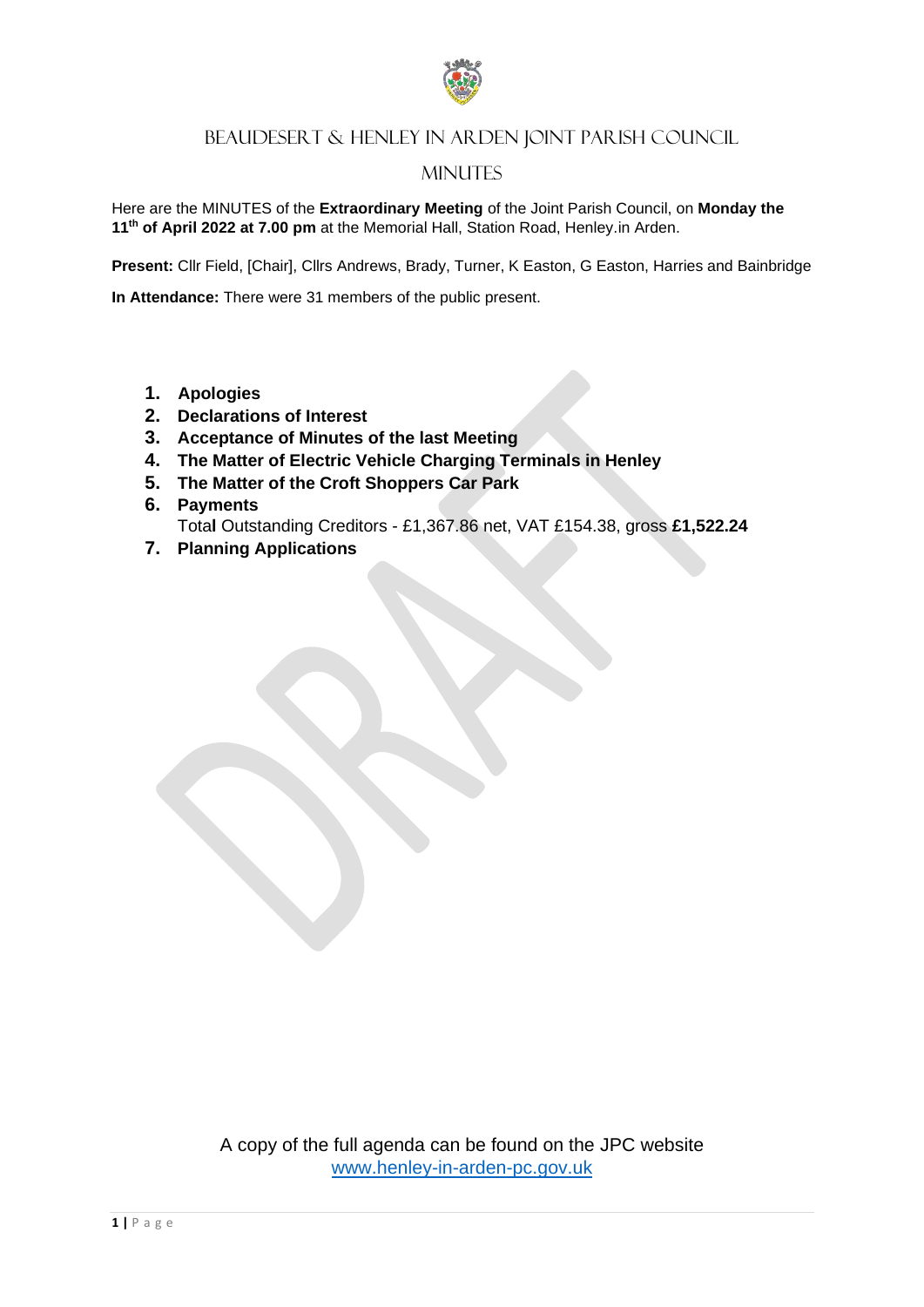# Beaudesert & Henley in Arden Joint Parish Council

## Minutes

Here are the MINUTES of the **Extraordinary Meeting** of the Joint Parish Council, on **Monday the 11th of April 2022 at 7.00 pm** at the Memorial Hall, Station Road, Henley.in Arden.

**Present:** Cllr Field, [Chair], Cllrs Andrews, Brady, Turner, K Easton, G Easton, Harries and Bainbridge

**In Attendance:** There were 31 members of the public present.

1. **Apologies**
2. **Declarations of Interest**
3. **Acceptance of Minutes of the last Meeting**
4. **The Matter of Electric Vehicle Charging Terminals in Henley**
5. **The Matter of the Croft Shoppers Car Park**
6. **Payments**
   Total Outstanding Creditors - £1,367.86 net, VAT £154.38, gross **£1,522.24**
7. **Planning Applications**

DRAFT

A copy of the full agenda can be found on the JPC website [www.henley-in-arden-pc.gov.uk](http://www.henley-in-arden-pc.gov.uk)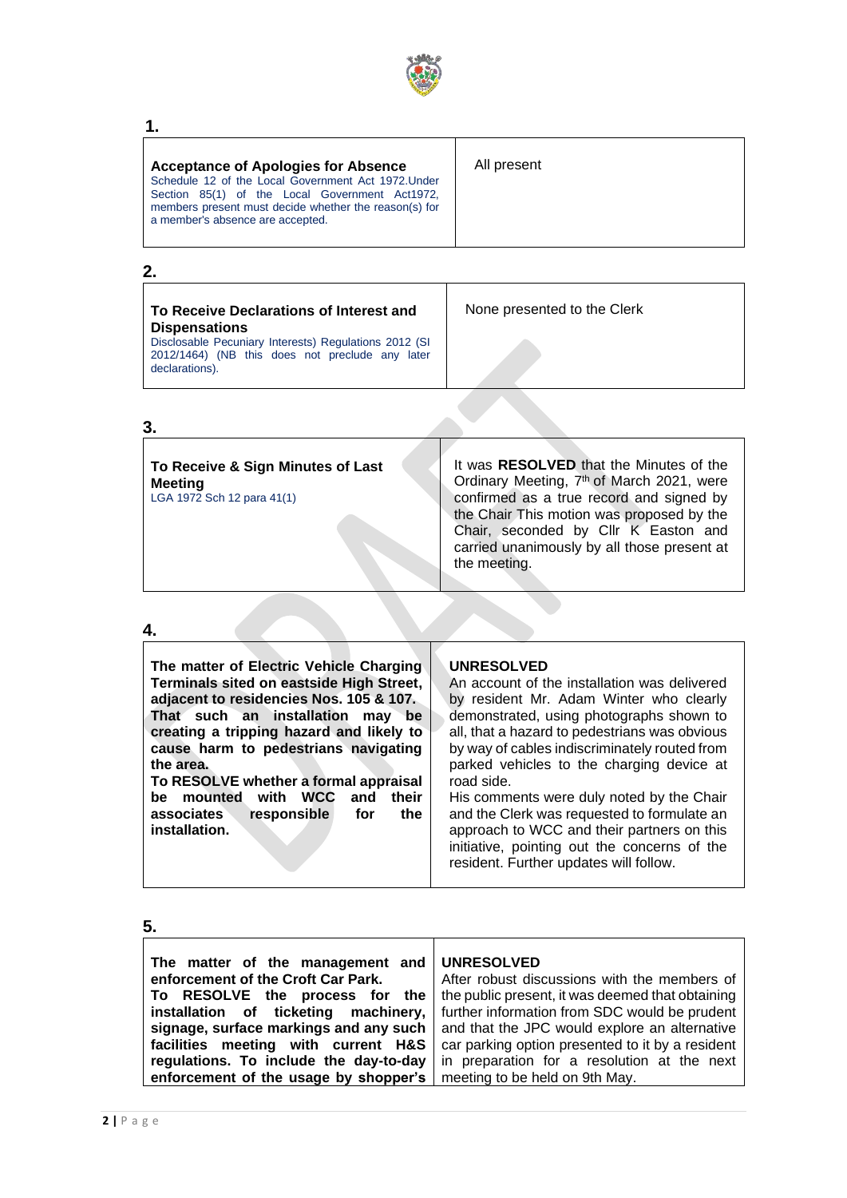**1.**

| **Acceptance of Apologies for Absence**<br>Schedule 12 of the Local Government Act 1972.Under Section 85(1) of the Local Government Act1972, members present must decide whether the reason(s) for a member's absence are accepted. | All present |
|---|---|

**2.**

| **To Receive Declarations of Interest and Dispensations**<br>Disclosable Pecuniary Interests) Regulations 2012 (SI 2012/1464) (NB this does not preclude any later declarations). | None presented to the Clerk |
|---|---|

**3.**

| **To Receive & Sign Minutes of Last Meeting**<br>LGA 1972 Sch 12 para 41(1) | It was **RESOLVED** that the Minutes of the Ordinary Meeting, 7th of March 2021, were confirmed as a true record and signed by the Chair This motion was proposed by the Chair, seconded by Cllr K Easton and carried unanimously by all those present at the meeting. |
|---|---|

**4.**

| **The matter of Electric Vehicle Charging Terminals sited on eastside High Street, adjacent to residencies Nos. 105 & 107. That such an installation may be creating a tripping hazard and likely to cause harm to pedestrians navigating the area. To RESOLVE whether a formal appraisal be mounted with WCC and their associates responsible for the installation.** | **UNRESOLVED**<br>An account of the installation was delivered by resident Mr. Adam Winter who clearly demonstrated, using photographs shown to all, that a hazard to pedestrians was obvious by way of cables indiscriminately routed from parked vehicles to the charging device at road side.<br>His comments were duly noted by the Chair and the Clerk was requested to formulate an approach to WCC and their partners on this initiative, pointing out the concerns of the resident. Further updates will follow. |
|---|---|

**5.**

| **The matter of the management and enforcement of the Croft Car Park. To RESOLVE the process for the installation of ticketing machinery, signage, surface markings and any such facilities meeting with current H&S regulations. To include the day-to-day enforcement of the usage by shopper's** | **UNRESOLVED**<br>After robust discussions with the members of the public present, it was deemed that obtaining further information from SDC would be prudent and that the JPC would explore an alternative car parking option presented to it by a resident in preparation for a resolution at the next meeting to be held on 9th May. |
|---|---|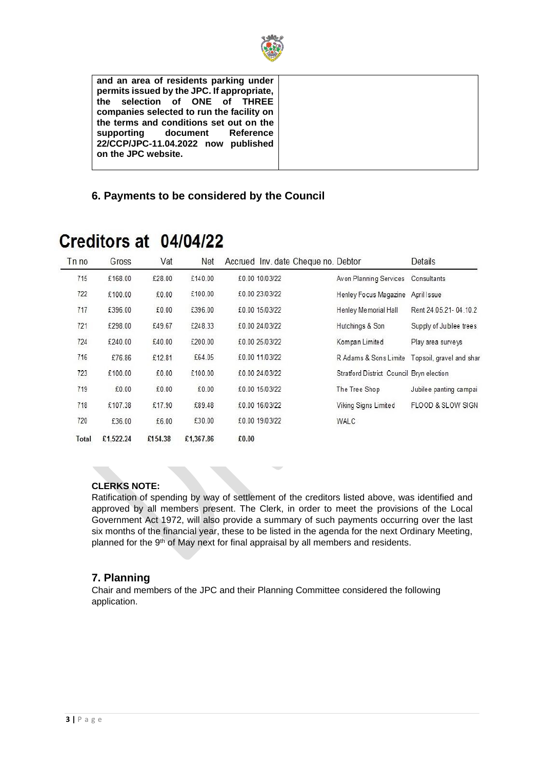| **and an area of residents parking under permits issued by the JPC. If appropriate, the selection of ONE of THREE companies selected to run the facility on the terms and conditions set out on the supporting document Reference 22/CCP/JPC-11.04.2022 now published on the JPC website.** | |
|---|---|

## 6. Payments to be considered by the Council

# Creditors at 04/04/22

| Tn no | Gross | Vat | Net | Accrued | Inv. date | Cheque no. | Debtor | Details |
|---|---|---|---|---|---|---|---|---|
| 715 | £168.00 | £28.00 | £140.00 | £0.00 | 10/03/22 | | Avon Planning Services | Consultants |
| 722 | £100.00 | £0.00 | £100.00 | £0.00 | 23/03/22 | | Henley Focus Magazine | April Issue |
| 717 | £396.00 | £0.00 | £396.00 | £0.00 | 15/03/22 | | Henley Memorial Hall | Rent 24.05.21- 04.10.2 |
| 721 | £298.00 | £49.67 | £248.33 | £0.00 | 24/03/22 | | Hutchings & Son | Supply of Jubilee trees |
| 724 | £240.00 | £40.00 | £200.00 | £0.00 | 25/03/22 | | Kompan Limited | Play area surveys |
| 716 | £76.86 | £12.81 | £64.05 | £0.00 | 11/03/22 | | R Adams & Sons Limite | Topsoil, gravel and shar |
| 723 | £100.00 | £0.00 | £100.00 | £0.00 | 24/03/22 | | Stratford District Council | Bryn election |
| 719 | £0.00 | £0.00 | £0.00 | £0.00 | 15/03/22 | | The Tree Shop | Jubilee panting campai |
| 718 | £107.38 | £17.90 | £89.48 | £0.00 | 16/03/22 | | Viking Signs Limited | FLOOD & SLOW SIGN |
| 720 | £36.00 | £6.00 | £30.00 | £0.00 | 19/03/22 | | WALC | |
| **Total** | **£1,522.24** | **£154.38** | **£1,367.86** | **£0.00** | | | | |

**CLERKS NOTE:**

Ratification of spending by way of settlement of the creditors listed above, was identified and approved by all members present. The Clerk, in order to meet the provisions of the Local Government Act 1972, will also provide a summary of such payments occurring over the last six months of the financial year, these to be listed in the agenda for the next Ordinary Meeting, planned for the 9th of May next for final appraisal by all members and residents.

## 7. Planning

Chair and members of the JPC and their Planning Committee considered the following application.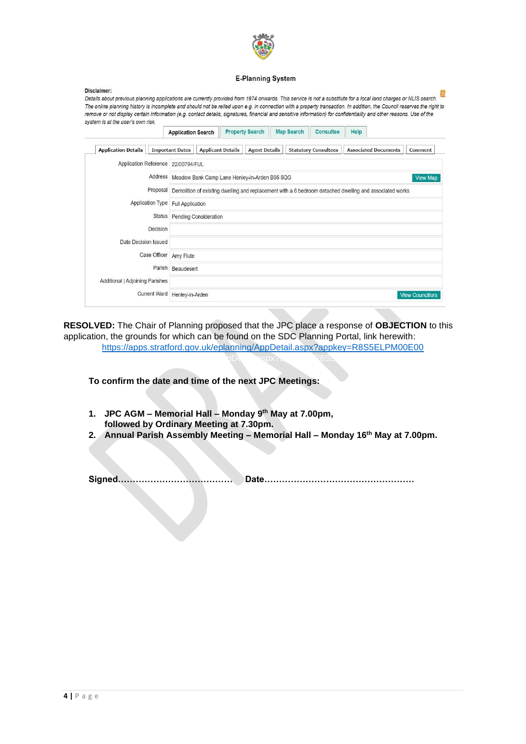E-Planning System

**Disclaimer:**

*Details about previous planning applications are currently provided from 1974 onwards. This service is not a substitute for a local land charges or NLIS search. The online planning history is incomplete and should not be relied upon e.g. in connection with a property transaction. In addition, the Council reserves the right to remove or not display certain information (e.g. contact details, signatures, financial and sensitive information) for confidentiality and other reasons. Use of the system is at the user's own risk.*

Application Search | Property Search | Map Search | Consultee | Help

Application Details | Important Dates | Applicant Details | Agent Details | Statutory Consultees | Associated Documents | Comment

| | |
|---|---|
| Application Reference | 22/00794/FUL |
| Address | Meadow Bank Camp Lane Henley-in-Arden B95 5QG (View Map) |
| Proposal | Demolition of existing dwelling and replacement with a 6 bedroom detached dwelling and associated works |
| Application Type | Full Application |
| Status | Pending Consideration |
| Decision | |
| Date Decision Issued | |
| Case Officer | Amy Flute |
| Parish | Beaudesert |
| Additional \| Adjoining Parishes | |
| Current Ward | Henley-in-Arden (View Councillors) |

**RESOLVED:** The Chair of Planning proposed that the JPC place a response of **OBJECTION** to this application, the grounds for which can be found on the SDC Planning Portal, link herewith: https://apps.stratford.gov.uk/eplanning/AppDetail.aspx?appkey=R8S5ELPM00E00

**To confirm the date and time of the next JPC Meetings:**

1. **JPC AGM – Memorial Hall – Monday 9th May at 7.00pm, followed by Ordinary Meeting at 7.30pm.**
2. **Annual Parish Assembly Meeting – Memorial Hall – Monday 16th May at 7.00pm.**

**Signed………………………………… Date……………………………………………**